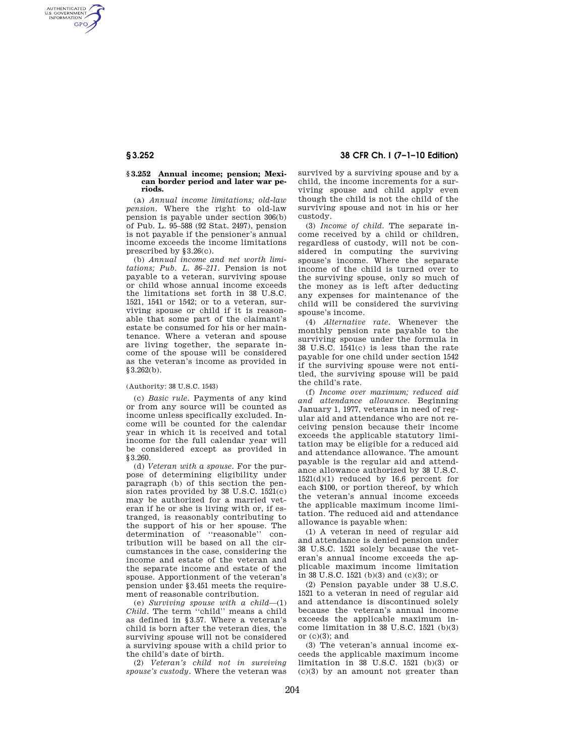### § 3.252 Annual income; pension; Mexican border period and later war periods.

(a) *Annual income limitations; old-law pension.* Where the right to old-law pension is payable under section 306(b) of Pub. L. 95–588 (92 Stat. 2497), pension is not payable if the pensioner's annual income exceeds the income limitations prescribed by §3.26(c).

(b) *Annual income and net worth limitations; Pub. L. 86–211.* Pension is not payable to a veteran, surviving spouse or child whose annual income exceeds the limitations set forth in 38 U.S.C. 1521, 1541 or 1542; or to a veteran, surviving spouse or child if it is reasonable that some part of the claimant's estate be consumed for his or her maintenance. Where a veteran and spouse are living together, the separate income of the spouse will be considered as the veteran's income as provided in §3.262(b).

(Authority: 38 U.S.C. 1543)

(c) *Basic rule.* Payments of any kind or from any source will be counted as income unless specifically excluded. Income will be counted for the calendar year in which it is received and total income for the full calendar year will be considered except as provided in §3.260.

(d) *Veteran with a spouse.* For the purpose of determining eligibility under paragraph (b) of this section the pension rates provided by 38 U.S.C. 1521(c) may be authorized for a married veteran if he or she is living with or, if estranged, is reasonably contributing to the support of his or her spouse. The determination of ''reasonable'' contribution will be based on all the circumstances in the case, considering the income and estate of the veteran and the separate income and estate of the spouse. Apportionment of the veteran's pension under §3.451 meets the requirement of reasonable contribution.

(e) *Surviving spouse with a child*—(1) *Child.* The term ''child'' means a child as defined in §3.57. Where a veteran's child is born after the veteran dies, the surviving spouse will not be considered a surviving spouse with a child prior to the child's date of birth.

(2) *Veteran's child not in surviving spouse's custody.* Where the veteran was survived by a surviving spouse and by a child, the income increments for a surviving spouse and child apply even though the child is not the child of the surviving spouse and not in his or her custody.

(3) *Income of child.* The separate income received by a child or children, regardless of custody, will not be considered in computing the surviving spouse's income. Where the separate income of the child is turned over to the surviving spouse, only so much of the money as is left after deducting any expenses for maintenance of the child will be considered the surviving spouse's income.

(4) *Alternative rate.* Whenever the monthly pension rate payable to the surviving spouse under the formula in 38 U.S.C. 1541(c) is less than the rate payable for one child under section 1542 if the surviving spouse were not entitled, the surviving spouse will be paid the child's rate.

(f) *Income over maximum; reduced aid and attendance allowance.* Beginning January 1, 1977, veterans in need of regular aid and attendance who are not receiving pension because their income exceeds the applicable statutory limitation may be eligible for a reduced aid and attendance allowance. The amount payable is the regular aid and attendance allowance authorized by 38 U.S.C. 1521(d)(1) reduced by 16.6 percent for each $100, or portion thereof, by which the veteran's annual income exceeds the applicable maximum income limitation. The reduced aid and attendance allowance is payable when:

(1) A veteran in need of regular aid and attendance is denied pension under 38 U.S.C. 1521 solely because the veteran's annual income exceeds the applicable maximum income limitation in 38 U.S.C. 1521 (b)(3) and (c)(3); or

(2) Pension payable under 38 U.S.C. 1521 to a veteran in need of regular aid and attendance is discontinued solely because the veteran's annual income exceeds the applicable maximum income limitation in 38 U.S.C. 1521 (b)(3) or (c)(3); and

(3) The veteran's annual income exceeds the applicable maximum income limitation in 38 U.S.C. 1521 (b)(3) or (c)(3) by an amount not greater than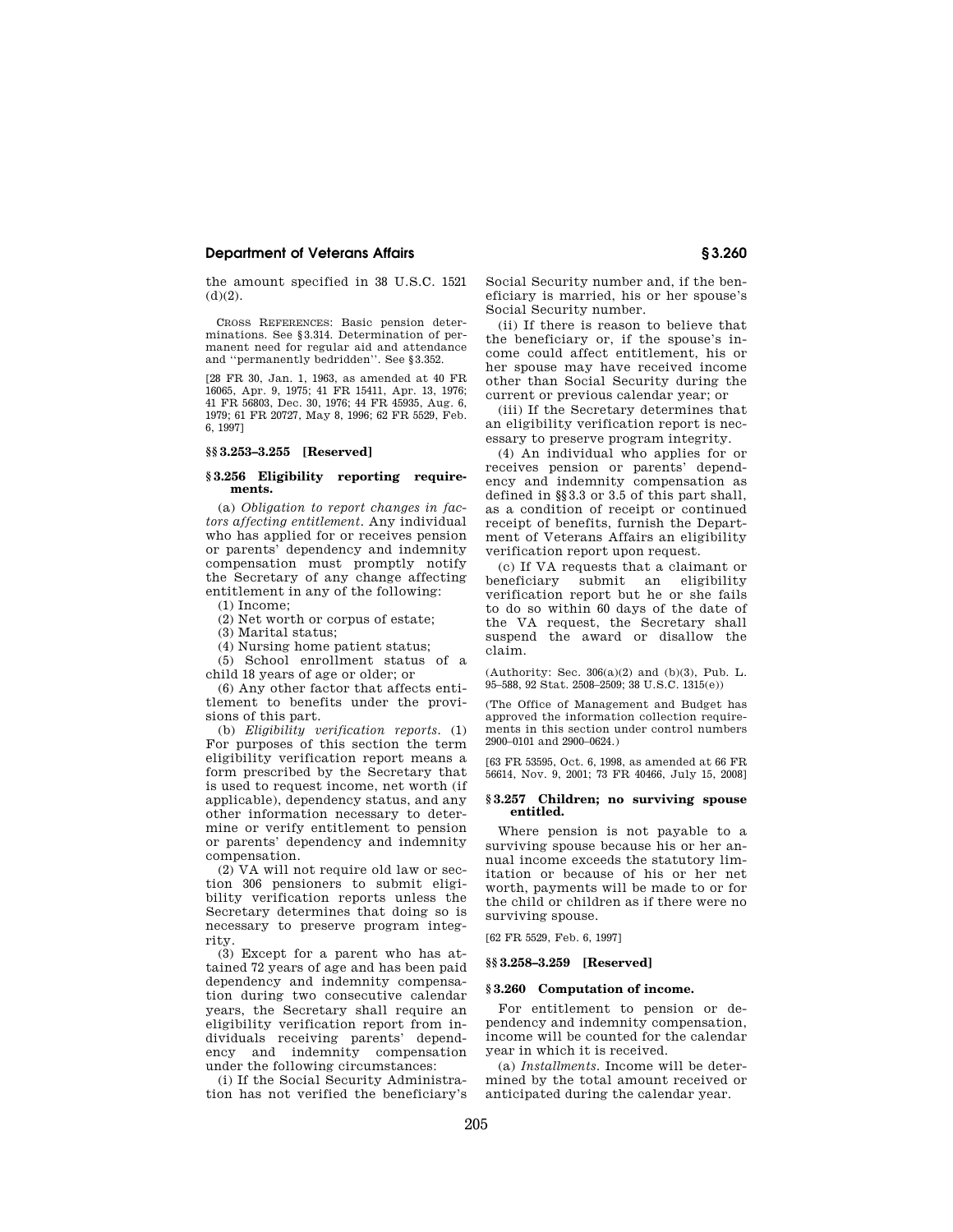the amount specified in 38 U.S.C. 1521 (d)(2).

CROSS REFERENCES: Basic pension determinations. See §3.314. Determination of permanent need for regular aid and attendance and ''permanently bedridden''. See §3.352.

[28 FR 30, Jan. 1, 1963, as amended at 40 FR 16065, Apr. 9, 1975; 41 FR 15411, Apr. 13, 1976; 41 FR 56803, Dec. 30, 1976; 44 FR 45935, Aug. 6, 1979; 61 FR 20727, May 8, 1996; 62 FR 5529, Feb. 6, 1997]

### §§ 3.253–3.255 [Reserved]

### § 3.256 Eligibility reporting requirements.

(a) *Obligation to report changes in factors affecting entitlement.* Any individual who has applied for or receives pension or parents' dependency and indemnity compensation must promptly notify the Secretary of any change affecting entitlement in any of the following:

(1) Income;

(2) Net worth or corpus of estate;

(3) Marital status;

(4) Nursing home patient status;

(5) School enrollment status of a child 18 years of age or older; or

(6) Any other factor that affects entitlement to benefits under the provisions of this part.

(b) *Eligibility verification reports.* (1) For purposes of this section the term eligibility verification report means a form prescribed by the Secretary that is used to request income, net worth (if applicable), dependency status, and any other information necessary to determine or verify entitlement to pension or parents' dependency and indemnity compensation.

(2) VA will not require old law or section 306 pensioners to submit eligibility verification reports unless the Secretary determines that doing so is necessary to preserve program integrity.

(3) Except for a parent who has attained 72 years of age and has been paid dependency and indemnity compensation during two consecutive calendar years, the Secretary shall require an eligibility verification report from individuals receiving parents' dependency and indemnity compensation under the following circumstances:

(i) If the Social Security Administration has not verified the beneficiary's Social Security number and, if the beneficiary is married, his or her spouse's Social Security number.

(ii) If there is reason to believe that the beneficiary or, if the spouse's income could affect entitlement, his or her spouse may have received income other than Social Security during the current or previous calendar year; or

(iii) If the Secretary determines that an eligibility verification report is necessary to preserve program integrity.

(4) An individual who applies for or receives pension or parents' dependency and indemnity compensation as defined in §§3.3 or 3.5 of this part shall, as a condition of receipt or continued receipt of benefits, furnish the Department of Veterans Affairs an eligibility verification report upon request.

(c) If VA requests that a claimant or beneficiary submit an eligibility verification report but he or she fails to do so within 60 days of the date of the VA request, the Secretary shall suspend the award or disallow the claim.

(Authority: Sec. 306(a)(2) and (b)(3), Pub. L. 95–588, 92 Stat. 2508–2509; 38 U.S.C. 1315(e))

(The Office of Management and Budget has approved the information collection requirements in this section under control numbers 2900–0101 and 2900–0624.)

[63 FR 53595, Oct. 6, 1998, as amended at 66 FR 56614, Nov. 9, 2001; 73 FR 40466, July 15, 2008]

### § 3.257 Children; no surviving spouse entitled.

Where pension is not payable to a surviving spouse because his or her annual income exceeds the statutory limitation or because of his or her net worth, payments will be made to or for the child or children as if there were no surviving spouse.

[62 FR 5529, Feb. 6, 1997]

### §§ 3.258–3.259 [Reserved]

### § 3.260 Computation of income.

For entitlement to pension or dependency and indemnity compensation, income will be counted for the calendar year in which it is received.

(a) *Installments.* Income will be determined by the total amount received or anticipated during the calendar year.